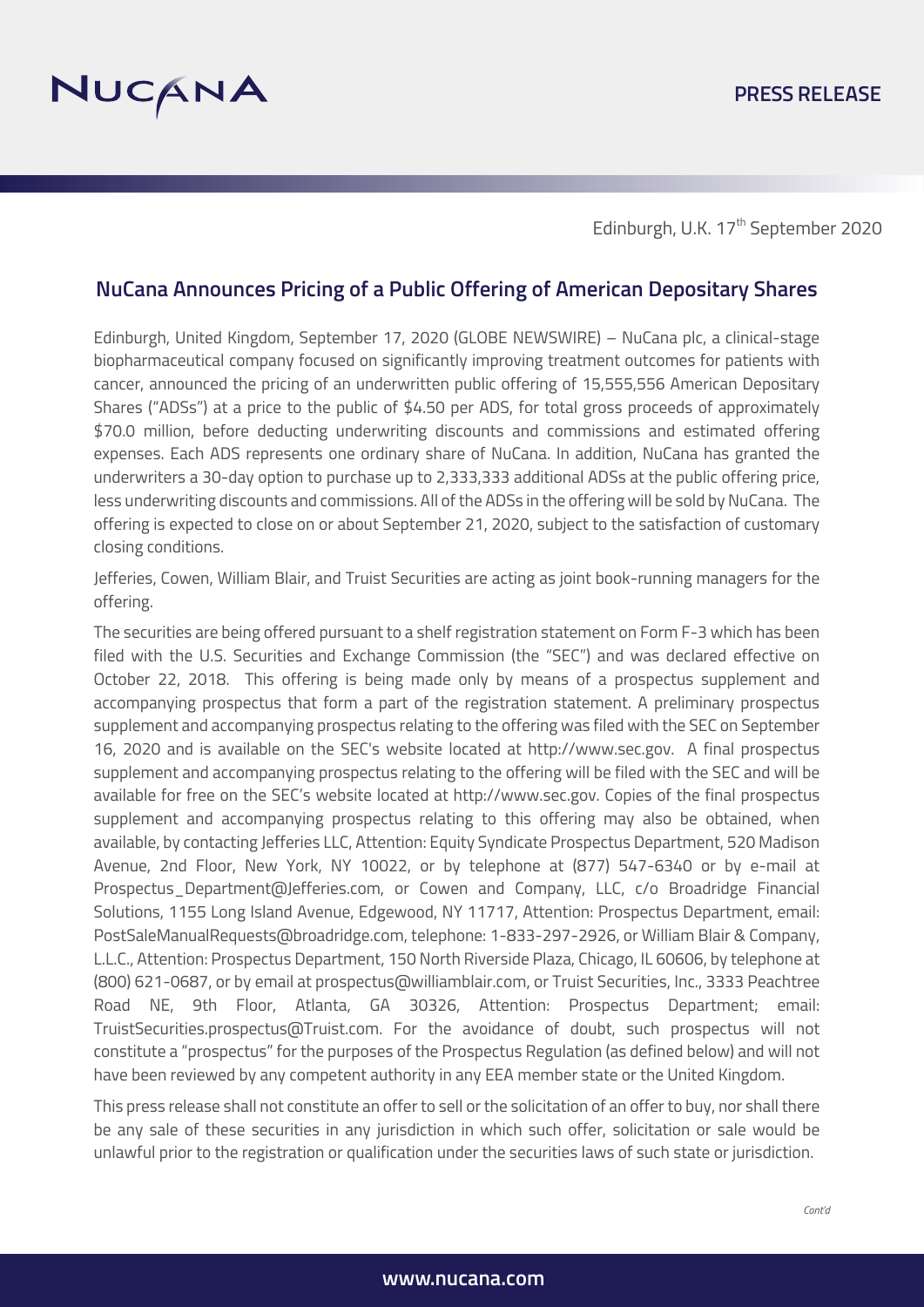Edinburgh, U.K. 17th September 2020

## NuCana Announces Pricing of a Public Offering of American Depositary Shares

Edinburgh, United Kingdom, September 17, 2020 (GLOBE NEWSWIRE) – NuCana plc, a clinical-stage biopharmaceutical company focused on significantly improving treatment outcomes for patients with cancer, announced the pricing of an underwritten public offering of 15,555,556 American Depositary Shares ("ADSs") at a price to the public of $4.50 per ADS, for total gross proceeds of approximately $70.0 million, before deducting underwriting discounts and commissions and estimated offering expenses. Each ADS represents one ordinary share of NuCana. In addition, NuCana has granted the underwriters a 30-day option to purchase up to 2,333,333 additional ADSs at the public offering price, less underwriting discounts and commissions. All of the ADSs in the offering will be sold by NuCana. The offering is expected to close on or about September 21, 2020, subject to the satisfaction of customary closing conditions.

Jefferies, Cowen, William Blair, and Truist Securities are acting as joint book-running managers for the offering.

The securities are being offered pursuant to a shelf registration statement on Form F-3 which has been filed with the U.S. Securities and Exchange Commission (the "SEC") and was declared effective on October 22, 2018. This offering is being made only by means of a prospectus supplement and accompanying prospectus that form a part of the registration statement. A preliminary prospectus supplement and accompanying prospectus relating to the offering was filed with the SEC on September 16, 2020 and is available on the SEC's website located at http://www.sec.gov. A final prospectus supplement and accompanying prospectus relating to the offering will be filed with the SEC and will be available for free on the SEC's website located at http://www.sec.gov. Copies of the final prospectus supplement and accompanying prospectus relating to this offering may also be obtained, when available, by contacting Jefferies LLC, Attention: Equity Syndicate Prospectus Department, 520 Madison Avenue, 2nd Floor, New York, NY 10022, or by telephone at (877) 547-6340 or by e-mail at Prospectus_Department@Jefferies.com, or Cowen and Company, LLC, c/o Broadridge Financial Solutions, 1155 Long Island Avenue, Edgewood, NY 11717, Attention: Prospectus Department, email: PostSaleManualRequests@broadridge.com, telephone: 1-833-297-2926, or William Blair & Company, L.L.C., Attention: Prospectus Department, 150 North Riverside Plaza, Chicago, IL 60606, by telephone at (800) 621-0687, or by email at prospectus@williamblair.com, or Truist Securities, Inc., 3333 Peachtree Road NE, 9th Floor, Atlanta, GA 30326, Attention: Prospectus Department; email: TruistSecurities.prospectus@Truist.com. For the avoidance of doubt, such prospectus will not constitute a "prospectus" for the purposes of the Prospectus Regulation (as defined below) and will not have been reviewed by any competent authority in any EEA member state or the United Kingdom.

This press release shall not constitute an offer to sell or the solicitation of an offer to buy, nor shall there be any sale of these securities in any jurisdiction in which such offer, solicitation or sale would be unlawful prior to the registration or qualification under the securities laws of such state or jurisdiction.

*Cont'd*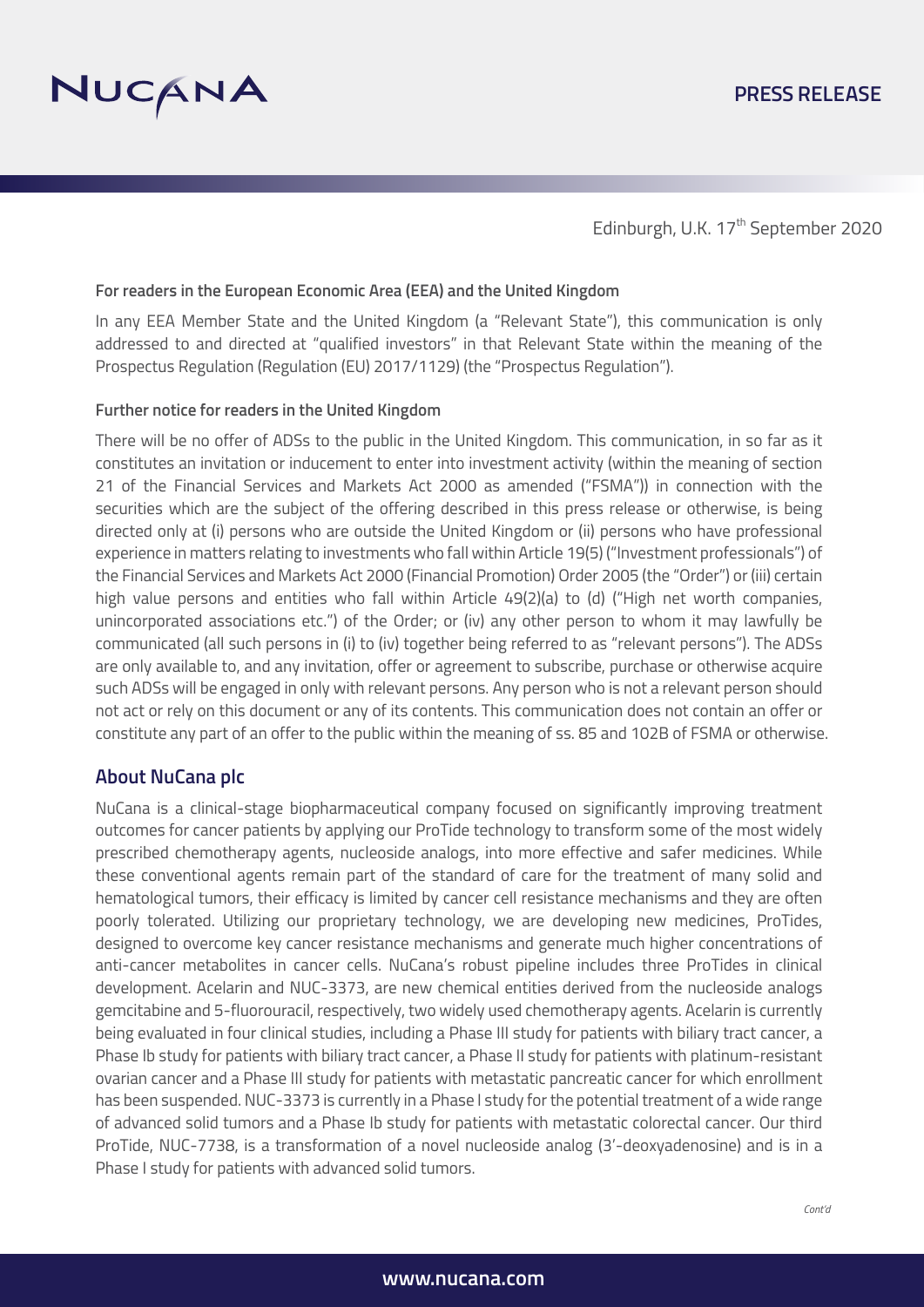Edinburgh, U.K. 17th September 2020

**For readers in the European Economic Area (EEA) and the United Kingdom**

In any EEA Member State and the United Kingdom (a "Relevant State"), this communication is only addressed to and directed at "qualified investors" in that Relevant State within the meaning of the Prospectus Regulation (Regulation (EU) 2017/1129) (the "Prospectus Regulation").

**Further notice for readers in the United Kingdom**

There will be no offer of ADSs to the public in the United Kingdom. This communication, in so far as it constitutes an invitation or inducement to enter into investment activity (within the meaning of section 21 of the Financial Services and Markets Act 2000 as amended ("FSMA")) in connection with the securities which are the subject of the offering described in this press release or otherwise, is being directed only at (i) persons who are outside the United Kingdom or (ii) persons who have professional experience in matters relating to investments who fall within Article 19(5) ("Investment professionals") of the Financial Services and Markets Act 2000 (Financial Promotion) Order 2005 (the "Order") or (iii) certain high value persons and entities who fall within Article 49(2)(a) to (d) ("High net worth companies, unincorporated associations etc.") of the Order; or (iv) any other person to whom it may lawfully be communicated (all such persons in (i) to (iv) together being referred to as "relevant persons"). The ADSs are only available to, and any invitation, offer or agreement to subscribe, purchase or otherwise acquire such ADSs will be engaged in only with relevant persons. Any person who is not a relevant person should not act or rely on this document or any of its contents. This communication does not contain an offer or constitute any part of an offer to the public within the meaning of ss. 85 and 102B of FSMA or otherwise.

## About NuCana plc

NuCana is a clinical-stage biopharmaceutical company focused on significantly improving treatment outcomes for cancer patients by applying our ProTide technology to transform some of the most widely prescribed chemotherapy agents, nucleoside analogs, into more effective and safer medicines. While these conventional agents remain part of the standard of care for the treatment of many solid and hematological tumors, their efficacy is limited by cancer cell resistance mechanisms and they are often poorly tolerated. Utilizing our proprietary technology, we are developing new medicines, ProTides, designed to overcome key cancer resistance mechanisms and generate much higher concentrations of anti-cancer metabolites in cancer cells. NuCana's robust pipeline includes three ProTides in clinical development. Acelarin and NUC-3373, are new chemical entities derived from the nucleoside analogs gemcitabine and 5-fluorouracil, respectively, two widely used chemotherapy agents. Acelarin is currently being evaluated in four clinical studies, including a Phase III study for patients with biliary tract cancer, a Phase Ib study for patients with biliary tract cancer, a Phase II study for patients with platinum-resistant ovarian cancer and a Phase III study for patients with metastatic pancreatic cancer for which enrollment has been suspended. NUC-3373 is currently in a Phase I study for the potential treatment of a wide range of advanced solid tumors and a Phase Ib study for patients with metastatic colorectal cancer. Our third ProTide, NUC-7738, is a transformation of a novel nucleoside analog (3'-deoxyadenosine) and is in a Phase I study for patients with advanced solid tumors.

*Cont'd*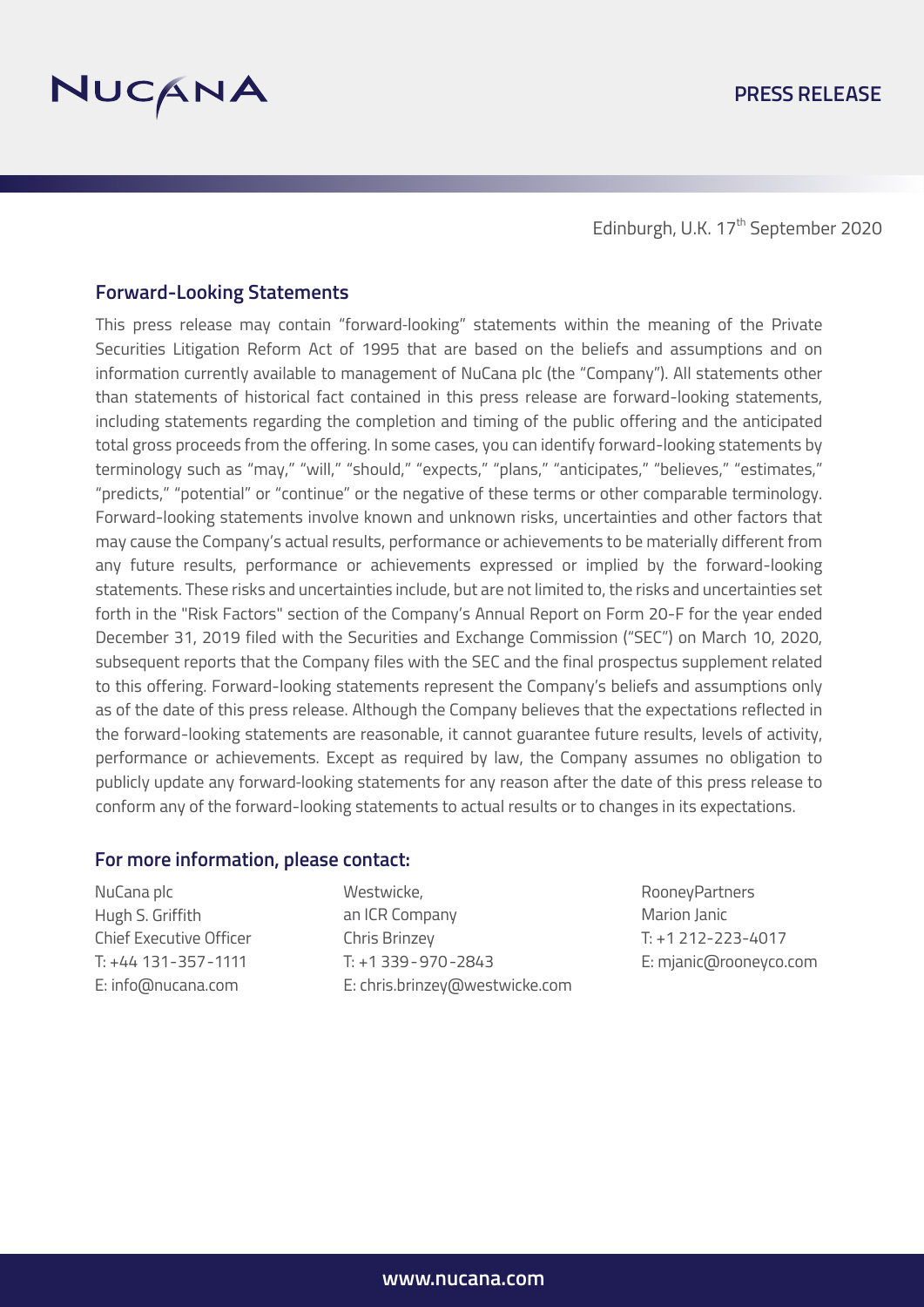Edinburgh, U.K. 17th September 2020

## Forward-Looking Statements

This press release may contain "forward-looking" statements within the meaning of the Private Securities Litigation Reform Act of 1995 that are based on the beliefs and assumptions and on information currently available to management of NuCana plc (the "Company"). All statements other than statements of historical fact contained in this press release are forward-looking statements, including statements regarding the completion and timing of the public offering and the anticipated total gross proceeds from the offering. In some cases, you can identify forward-looking statements by terminology such as "may," "will," "should," "expects," "plans," "anticipates," "believes," "estimates," "predicts," "potential" or "continue" or the negative of these terms or other comparable terminology. Forward-looking statements involve known and unknown risks, uncertainties and other factors that may cause the Company's actual results, performance or achievements to be materially different from any future results, performance or achievements expressed or implied by the forward-looking statements. These risks and uncertainties include, but are not limited to, the risks and uncertainties set forth in the "Risk Factors" section of the Company's Annual Report on Form 20-F for the year ended December 31, 2019 filed with the Securities and Exchange Commission ("SEC") on March 10, 2020, subsequent reports that the Company files with the SEC and the final prospectus supplement related to this offering. Forward-looking statements represent the Company's beliefs and assumptions only as of the date of this press release. Although the Company believes that the expectations reflected in the forward-looking statements are reasonable, it cannot guarantee future results, levels of activity, performance or achievements. Except as required by law, the Company assumes no obligation to publicly update any forward-looking statements for any reason after the date of this press release to conform any of the forward-looking statements to actual results or to changes in its expectations.

## For more information, please contact:

NuCana plc
Hugh S. Griffith
Chief Executive Officer
T: +44 131-357-1111
E: info@nucana.com

Westwicke,
an ICR Company
Chris Brinzey
T: +1 339-970-2843
E: chris.brinzey@westwicke.com

RooneyPartners
Marion Janic
T: +1 212-223-4017
E: mjanic@rooneyco.com

www.nucana.com